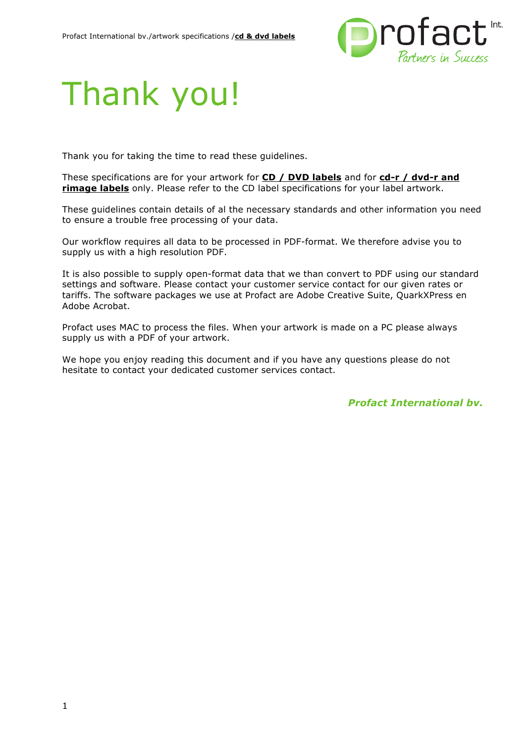# Thank you!

Thank you for taking the time to read these guidelines.

These specifications are for your artwork for **CD / DVD labels** and for **cd-r / dvd-r and rimage labels** only. Please refer to the CD label specifications for your label artwork.

These guidelines contain details of al the necessary standards and other information you need to ensure a trouble free processing of your data.

Our workflow requires all data to be processed in PDF-format. We therefore advise you to supply us with a high resolution PDF.

It is also possible to supply open-format data that we than convert to PDF using our standard settings and software. Please contact your customer service contact for our given rates or tariffs. The software packages we use at Profact are Adobe Creative Suite, QuarkXPress en Adobe Acrobat.

Profact uses MAC to process the files. When your artwork is made on a PC please always supply us with a PDF of your artwork.

We hope you enjoy reading this document and if you have any questions please do not hesitate to contact your dedicated customer services contact.

***Profact International bv.***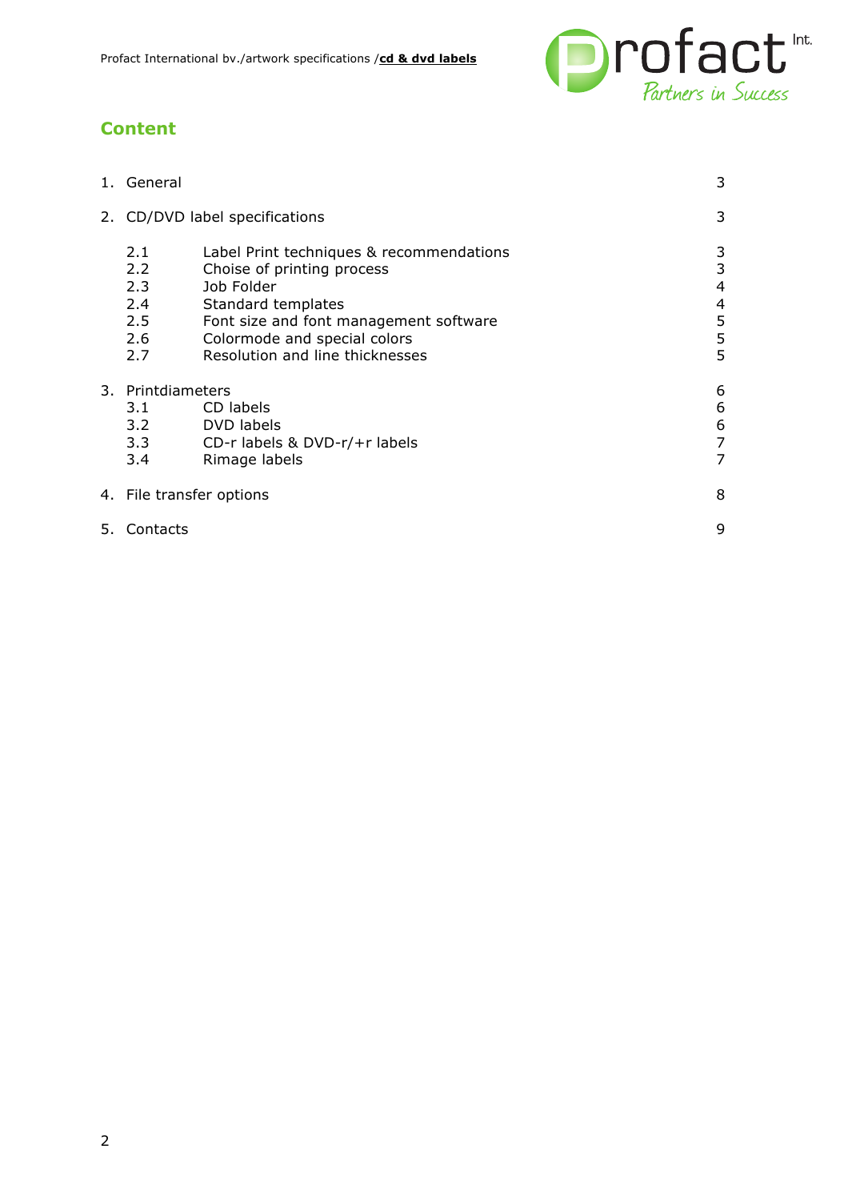## Content

| | | |
|---|---|---|
| 1. | General | 3 |
| 2. | CD/DVD label specifications | 3 |
| 2.1 | Label Print techniques & recommendations | 3 |
| 2.2 | Choise of printing process | 3 |
| 2.3 | Job Folder | 4 |
| 2.4 | Standard templates | 4 |
| 2.5 | Font size and font management software | 5 |
| 2.6 | Colormode and special colors | 5 |
| 2.7 | Resolution and line thicknesses | 5 |
| 3. | Printdiameters | 6 |
| 3.1 | CD labels | 6 |
| 3.2 | DVD labels | 6 |
| 3.3 | CD-r labels & DVD-r/+r labels | 7 |
| 3.4 | Rimage labels | 7 |
| 4. | File transfer options | 8 |
| 5. | Contacts | 9 |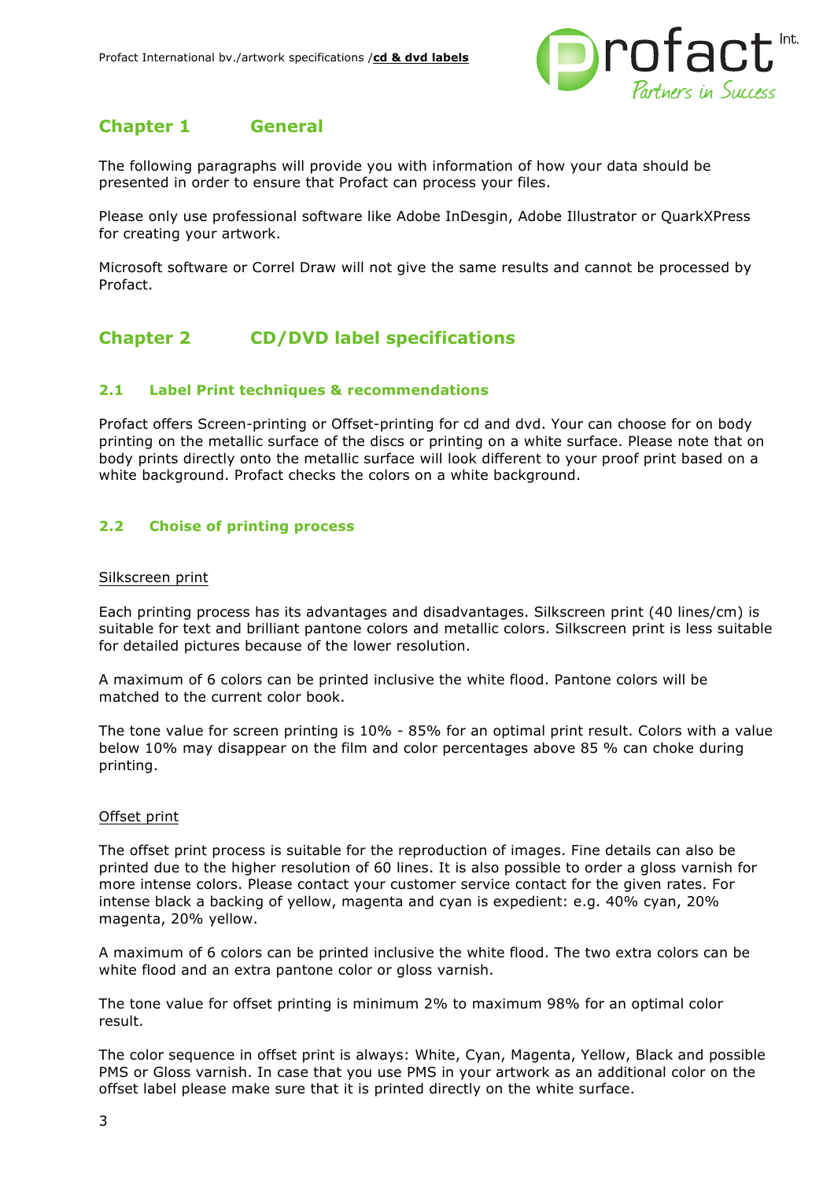# Chapter 1 General

The following paragraphs will provide you with information of how your data should be presented in order to ensure that Profact can process your files.

Please only use professional software like Adobe InDesgin, Adobe Illustrator or QuarkXPress for creating your artwork.

Microsoft software or Correl Draw will not give the same results and cannot be processed by Profact.

# Chapter 2 CD/DVD label specifications

## 2.1 Label Print techniques & recommendations

Profact offers Screen-printing or Offset-printing for cd and dvd. Your can choose for on body printing on the metallic surface of the discs or printing on a white surface. Please note that on body prints directly onto the metallic surface will look different to your proof print based on a white background. Profact checks the colors on a white background.

## 2.2 Choise of printing process

Silkscreen print

Each printing process has its advantages and disadvantages. Silkscreen print (40 lines/cm) is suitable for text and brilliant pantone colors and metallic colors. Silkscreen print is less suitable for detailed pictures because of the lower resolution.

A maximum of 6 colors can be printed inclusive the white flood. Pantone colors will be matched to the current color book.

The tone value for screen printing is 10% - 85% for an optimal print result. Colors with a value below 10% may disappear on the film and color percentages above 85 % can choke during printing.

Offset print

The offset print process is suitable for the reproduction of images. Fine details can also be printed due to the higher resolution of 60 lines. It is also possible to order a gloss varnish for more intense colors. Please contact your customer service contact for the given rates. For intense black a backing of yellow, magenta and cyan is expedient: e.g. 40% cyan, 20% magenta, 20% yellow.

A maximum of 6 colors can be printed inclusive the white flood. The two extra colors can be white flood and an extra pantone color or gloss varnish.

The tone value for offset printing is minimum 2% to maximum 98% for an optimal color result.

The color sequence in offset print is always: White, Cyan, Magenta, Yellow, Black and possible PMS or Gloss varnish. In case that you use PMS in your artwork as an additional color on the offset label please make sure that it is printed directly on the white surface.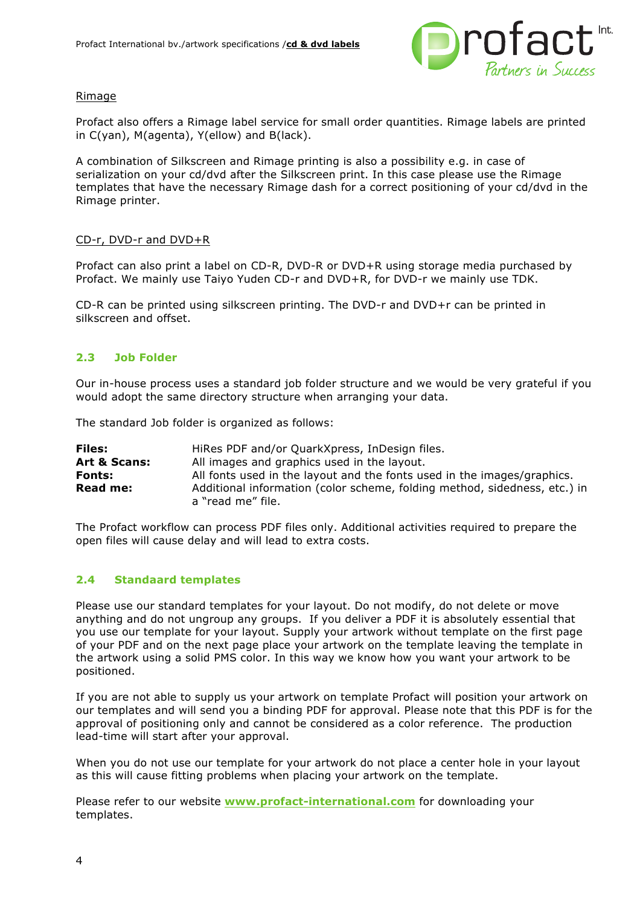Rimage

Profact also offers a Rimage label service for small order quantities. Rimage labels are printed in C(yan), M(agenta), Y(ellow) and B(lack).

A combination of Silkscreen and Rimage printing is also a possibility e.g. in case of serialization on your cd/dvd after the Silkscreen print. In this case please use the Rimage templates that have the necessary Rimage dash for a correct positioning of your cd/dvd in the Rimage printer.

CD-r, DVD-r and DVD+R

Profact can also print a label on CD-R, DVD-R or DVD+R using storage media purchased by Profact. We mainly use Taiyo Yuden CD-r and DVD+R, for DVD-r we mainly use TDK.

CD-R can be printed using silkscreen printing. The DVD-r and DVD+r can be printed in silkscreen and offset.

## 2.3 Job Folder

Our in-house process uses a standard job folder structure and we would be very grateful if you would adopt the same directory structure when arranging your data.

The standard Job folder is organized as follows:

| | |
|---|---|
| **Files:** | HiRes PDF and/or QuarkXpress, InDesign files. |
| **Art & Scans:** | All images and graphics used in the layout. |
| **Fonts:** | All fonts used in the layout and the fonts used in the images/graphics. |
| **Read me:** | Additional information (color scheme, folding method, sidedness, etc.) in a "read me" file. |

The Profact workflow can process PDF files only. Additional activities required to prepare the open files will cause delay and will lead to extra costs.

## 2.4 Standaard templates

Please use our standard templates for your layout. Do not modify, do not delete or move anything and do not ungroup any groups. If you deliver a PDF it is absolutely essential that you use our template for your layout. Supply your artwork without template on the first page of your PDF and on the next page place your artwork on the template leaving the template in the artwork using a solid PMS color. In this way we know how you want your artwork to be positioned.

If you are not able to supply us your artwork on template Profact will position your artwork on our templates and will send you a binding PDF for approval. Please note that this PDF is for the approval of positioning only and cannot be considered as a color reference. The production lead-time will start after your approval.

When you do not use our template for your artwork do not place a center hole in your layout as this will cause fitting problems when placing your artwork on the template.

Please refer to our website **www.profact-international.com** for downloading your templates.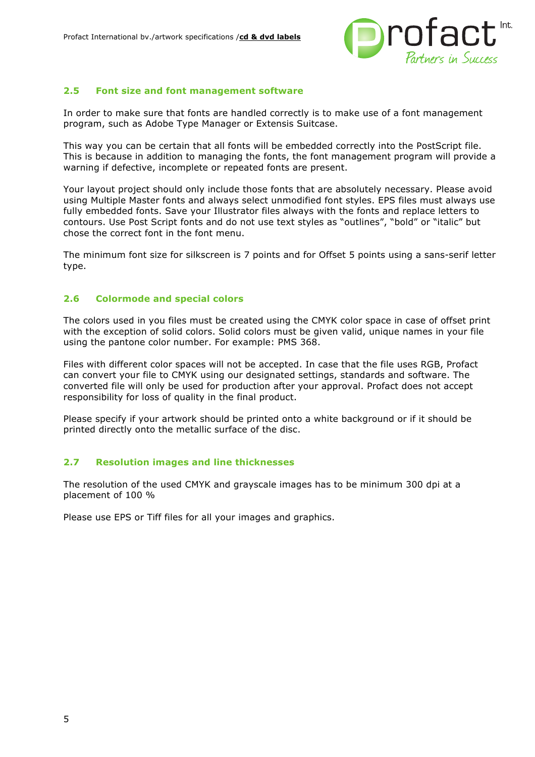## 2.5 Font size and font management software

In order to make sure that fonts are handled correctly is to make use of a font management program, such as Adobe Type Manager or Extensis Suitcase.

This way you can be certain that all fonts will be embedded correctly into the PostScript file. This is because in addition to managing the fonts, the font management program will provide a warning if defective, incomplete or repeated fonts are present.

Your layout project should only include those fonts that are absolutely necessary. Please avoid using Multiple Master fonts and always select unmodified font styles. EPS files must always use fully embedded fonts. Save your Illustrator files always with the fonts and replace letters to contours. Use Post Script fonts and do not use text styles as "outlines", "bold" or "italic" but chose the correct font in the font menu.

The minimum font size for silkscreen is 7 points and for Offset 5 points using a sans-serif letter type.

## 2.6 Colormode and special colors

The colors used in you files must be created using the CMYK color space in case of offset print with the exception of solid colors. Solid colors must be given valid, unique names in your file using the pantone color number. For example: PMS 368.

Files with different color spaces will not be accepted. In case that the file uses RGB, Profact can convert your file to CMYK using our designated settings, standards and software. The converted file will only be used for production after your approval. Profact does not accept responsibility for loss of quality in the final product.

Please specify if your artwork should be printed onto a white background or if it should be printed directly onto the metallic surface of the disc.

## 2.7 Resolution images and line thicknesses

The resolution of the used CMYK and grayscale images has to be minimum 300 dpi at a placement of 100 %

Please use EPS or Tiff files for all your images and graphics.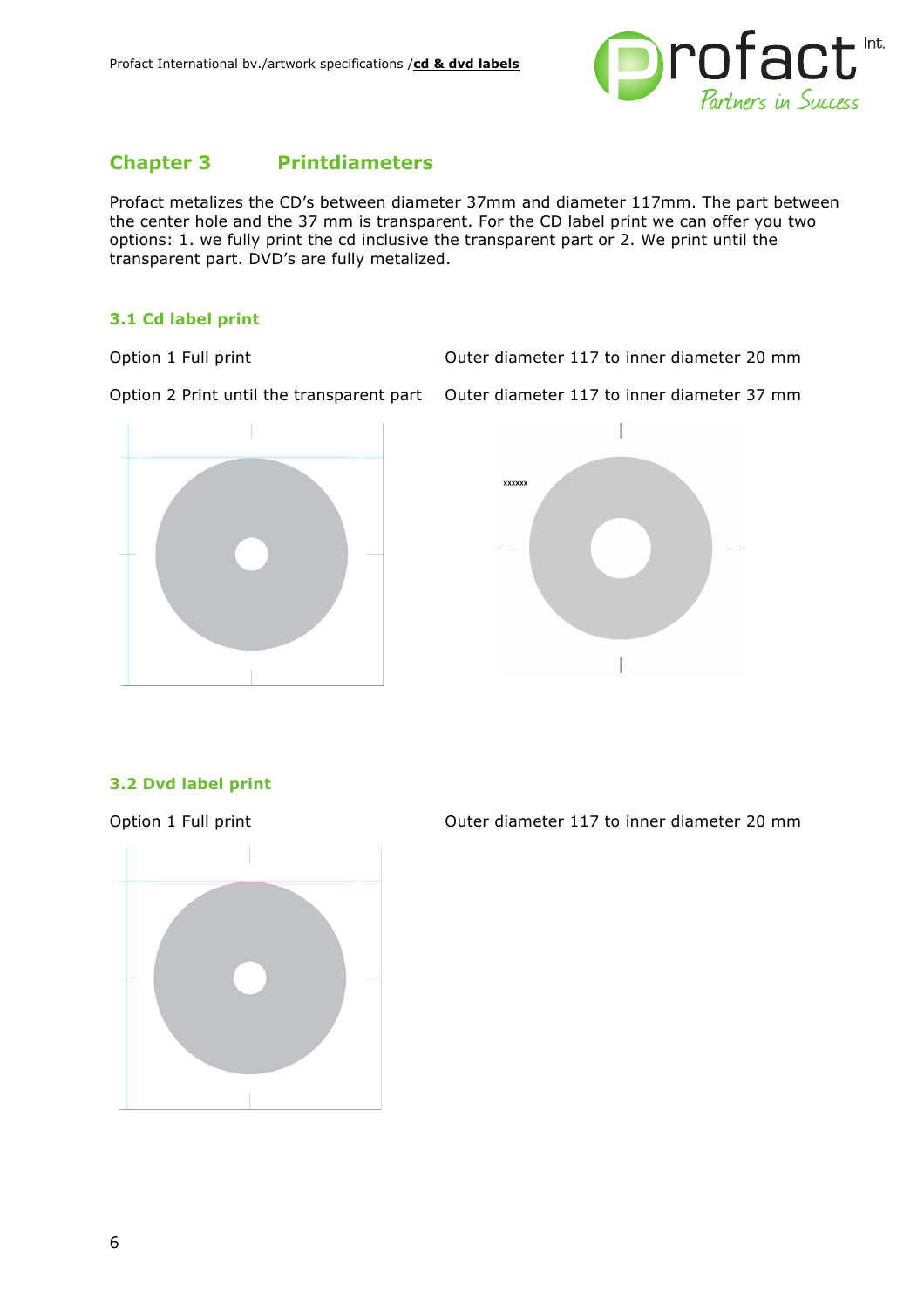## Chapter 3 Printdiameters

Profact metalizes the CD's between diameter 37mm and diameter 117mm. The part between the center hole and the 37 mm is transparent. For the CD label print we can offer you two options: 1. we fully print the cd inclusive the transparent part or 2. We print until the transparent part. DVD's are fully metalized.

### 3.1 Cd label print

Option 1 Full print — Outer diameter 117 to inner diameter 20 mm

Option 2 Print until the transparent part — Outer diameter 117 to inner diameter 37 mm

xxxxxx

### 3.2 Dvd label print

Option 1 Full print — Outer diameter 117 to inner diameter 20 mm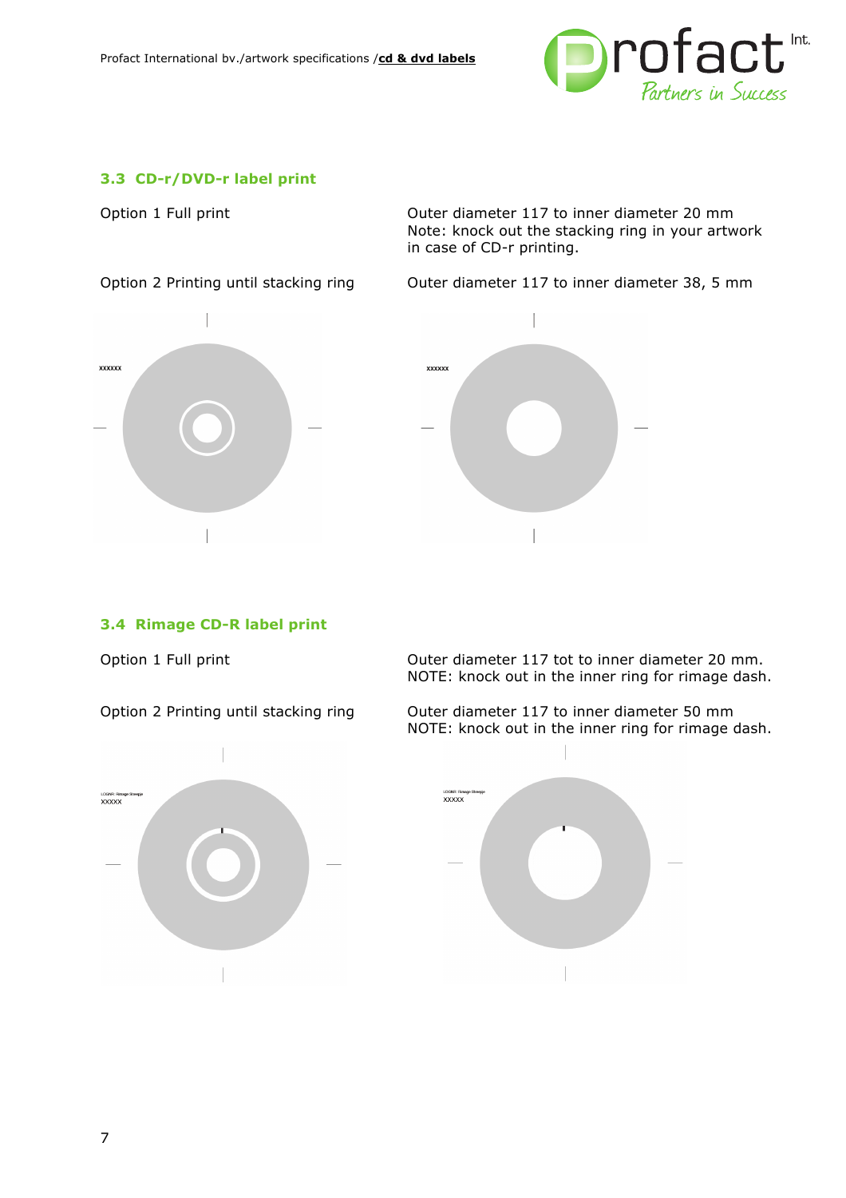### 3.3 CD-r/DVD-r label print

Option 1 Full print

Outer diameter 117 to inner diameter 20 mm
Note: knock out the stacking ring in your artwork in case of CD-r printing.

Option 2 Printing until stacking ring

Outer diameter 117 to inner diameter 38, 5 mm

xxxxxx

xxxxxx

### 3.4 Rimage CD-R label print

Option 1 Full print

Outer diameter 117 tot to inner diameter 20 mm.
NOTE: knock out in the inner ring for rimage dash.

Option 2 Printing until stacking ring

Outer diameter 117 to inner diameter 50 mm
NOTE: knock out in the inner ring for rimage dash.

LOGNR: Rimage Streepje
XXXXX

LOGNR: Rimage Streepje
XXXXX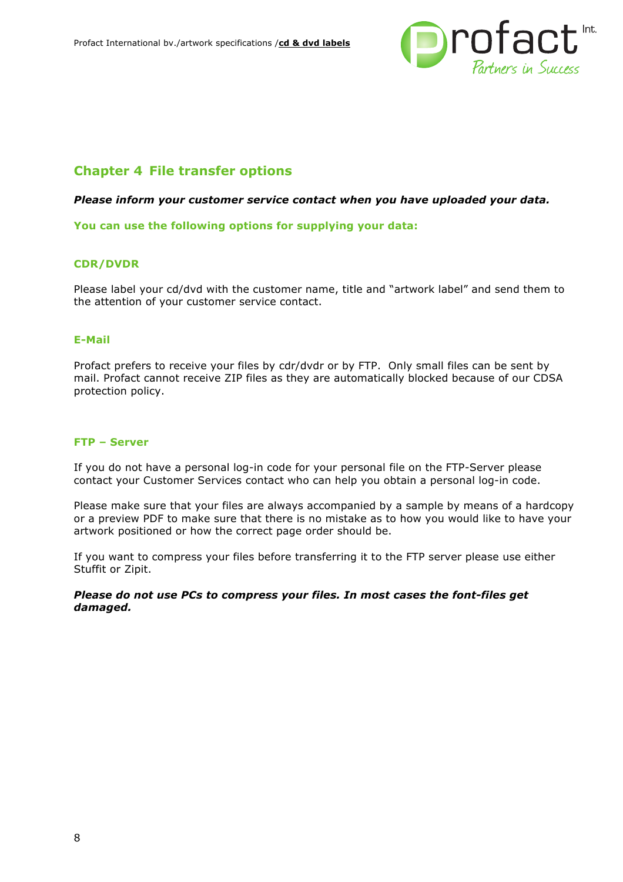## Chapter 4 File transfer options

***Please inform your customer service contact when you have uploaded your data.***

**You can use the following options for supplying your data:**

### CDR/DVDR

Please label your cd/dvd with the customer name, title and "artwork label" and send them to the attention of your customer service contact.

### E-Mail

Profact prefers to receive your files by cdr/dvdr or by FTP. Only small files can be sent by mail. Profact cannot receive ZIP files as they are automatically blocked because of our CDSA protection policy.

### FTP – Server

If you do not have a personal log-in code for your personal file on the FTP-Server please contact your Customer Services contact who can help you obtain a personal log-in code.

Please make sure that your files are always accompanied by a sample by means of a hardcopy or a preview PDF to make sure that there is no mistake as to how you would like to have your artwork positioned or how the correct page order should be.

If you want to compress your files before transferring it to the FTP server please use either Stuffit or Zipit.

***Please do not use PCs to compress your files. In most cases the font-files get damaged.***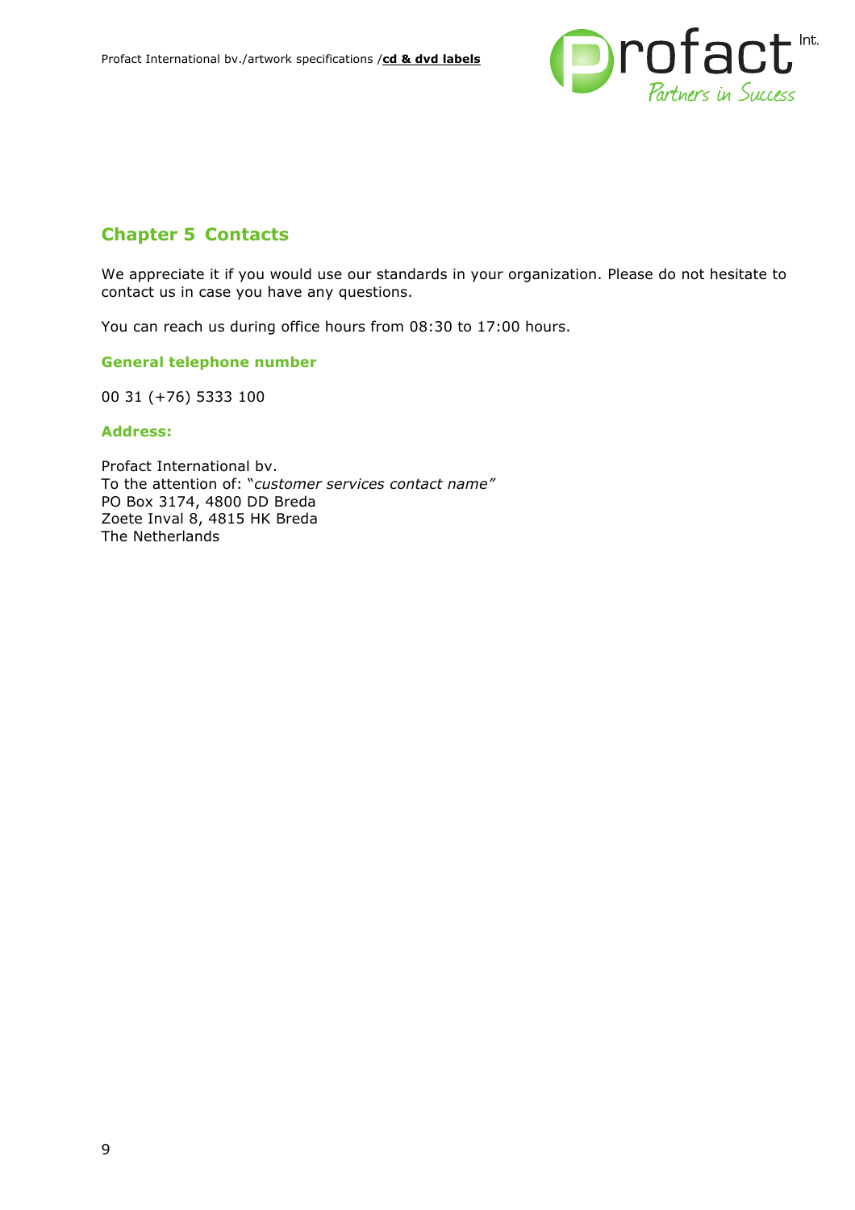## Chapter 5 Contacts

We appreciate it if you would use our standards in your organization. Please do not hesitate to contact us in case you have any questions.

You can reach us during office hours from 08:30 to 17:00 hours.

**General telephone number**

00 31 (+76) 5333 100

**Address:**

Profact International bv.
To the attention of: "*customer services contact name"*
PO Box 3174, 4800 DD Breda
Zoete Inval 8, 4815 HK Breda
The Netherlands